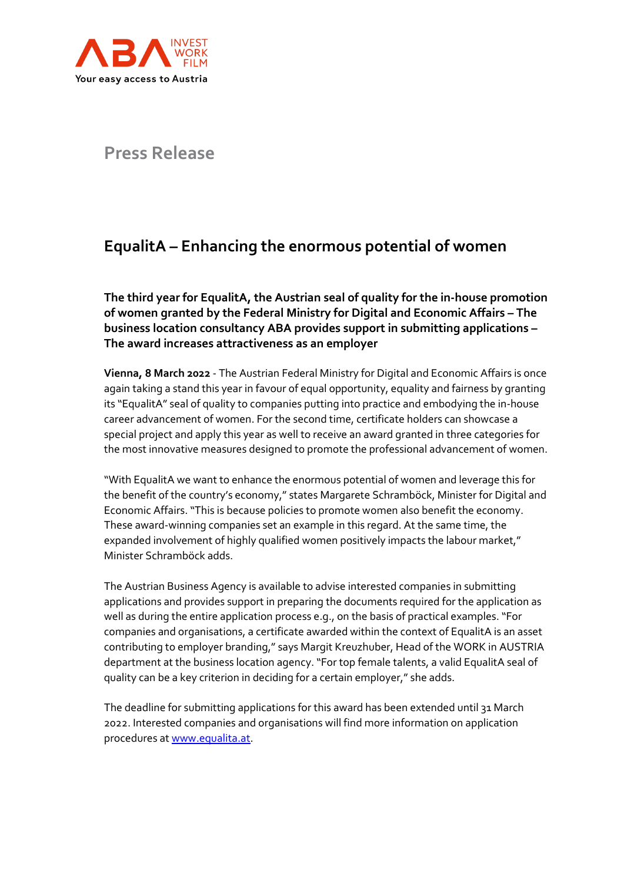ABA INVEST WORK FILM
Your easy access to Austria

## Press Release

# EqualitA – Enhancing the enormous potential of women

**The third year for EqualitA, the Austrian seal of quality for the in-house promotion of women granted by the Federal Ministry for Digital and Economic Affairs – The business location consultancy ABA provides support in submitting applications – The award increases attractiveness as an employer**

**Vienna, 8 March 2022** - The Austrian Federal Ministry for Digital and Economic Affairs is once again taking a stand this year in favour of equal opportunity, equality and fairness by granting its "EqualitA" seal of quality to companies putting into practice and embodying the in-house career advancement of women. For the second time, certificate holders can showcase a special project and apply this year as well to receive an award granted in three categories for the most innovative measures designed to promote the professional advancement of women.

"With EqualitA we want to enhance the enormous potential of women and leverage this for the benefit of the country's economy," states Margarete Schramböck, Minister for Digital and Economic Affairs. "This is because policies to promote women also benefit the economy. These award-winning companies set an example in this regard. At the same time, the expanded involvement of highly qualified women positively impacts the labour market," Minister Schramböck adds.

The Austrian Business Agency is available to advise interested companies in submitting applications and provides support in preparing the documents required for the application as well as during the entire application process e.g., on the basis of practical examples. "For companies and organisations, a certificate awarded within the context of EqualitA is an asset contributing to employer branding," says Margit Kreuzhuber, Head of the WORK in AUSTRIA department at the business location agency. "For top female talents, a valid EqualitA seal of quality can be a key criterion in deciding for a certain employer," she adds.

The deadline for submitting applications for this award has been extended until 31 March 2022. Interested companies and organisations will find more information on application procedures at [www.equalita.at](http://www.equalita.at).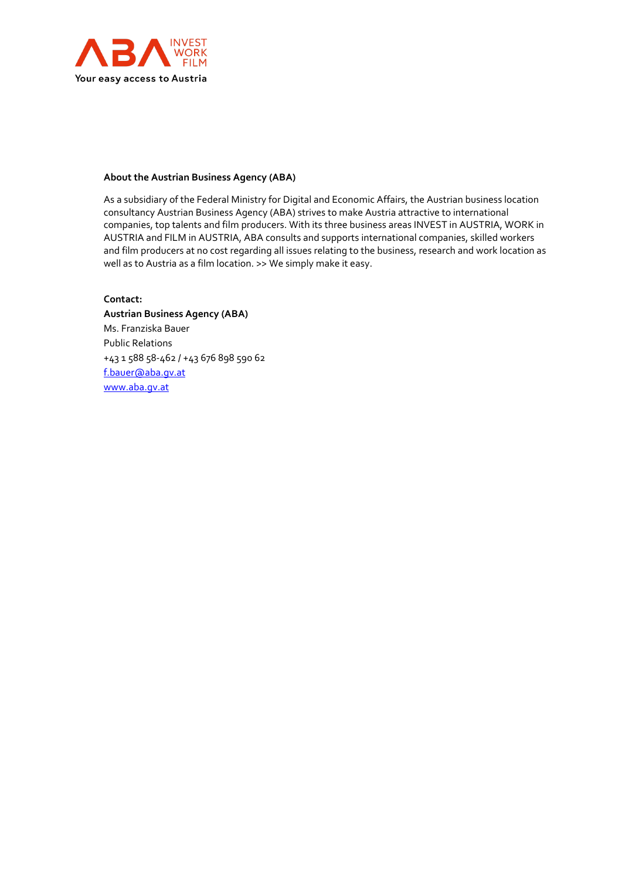ABA INVEST WORK FILM

Your easy access to Austria

**About the Austrian Business Agency (ABA)**

As a subsidiary of the Federal Ministry for Digital and Economic Affairs, the Austrian business location consultancy Austrian Business Agency (ABA) strives to make Austria attractive to international companies, top talents and film producers. With its three business areas INVEST in AUSTRIA, WORK in AUSTRIA and FILM in AUSTRIA, ABA consults and supports international companies, skilled workers and film producers at no cost regarding all issues relating to the business, research and work location as well as to Austria as a film location. >> We simply make it easy.

**Contact:**
**Austrian Business Agency (ABA)**
Ms. Franziska Bauer
Public Relations
+43 1 588 58-462 / +43 676 898 590 62
f.bauer@aba.gv.at
www.aba.gv.at